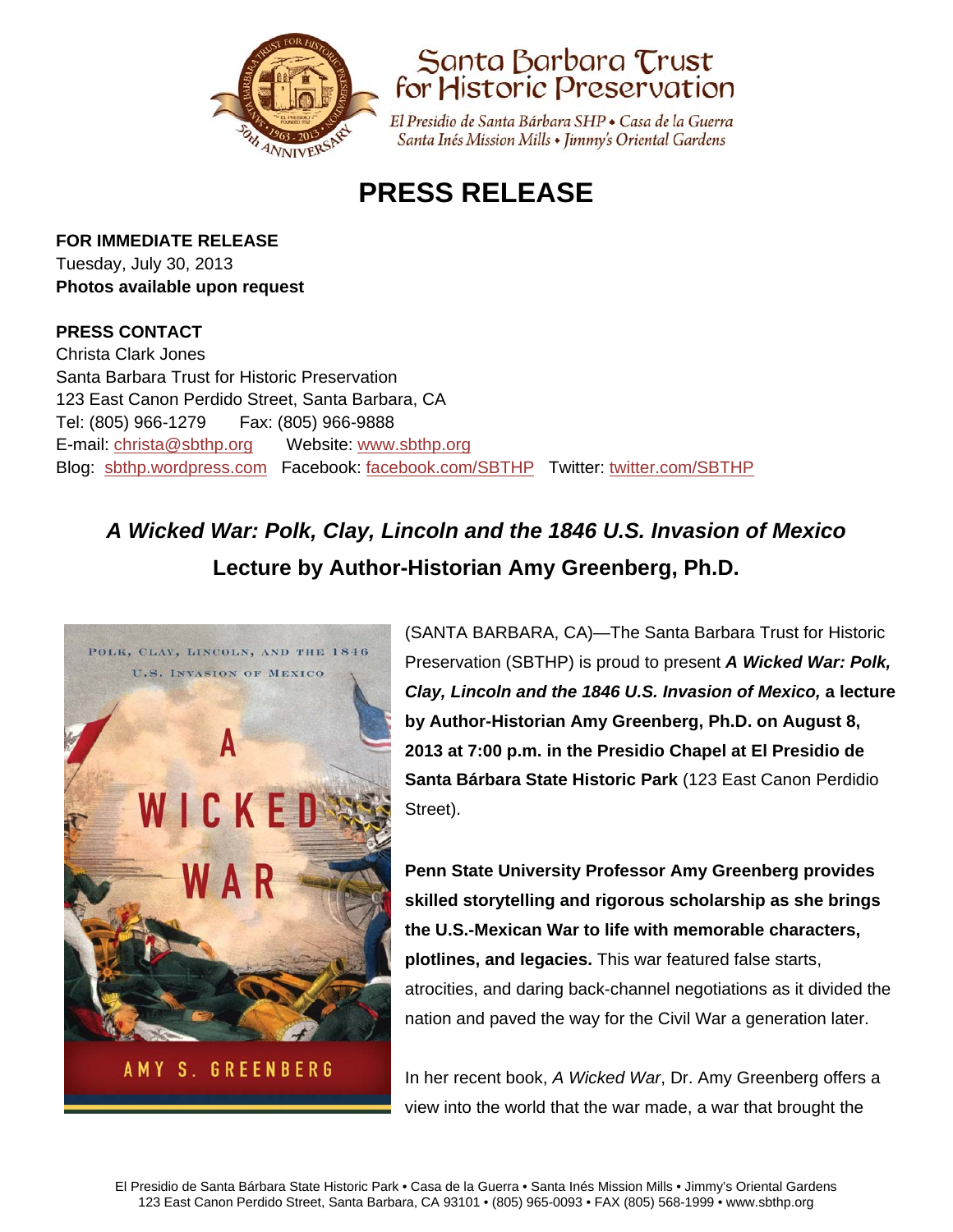Santa Barbara Trust for Historic Preservation

*El Presidio de Santa Bárbara SHP • Casa de la Guerra*
*Santa Inés Mission Mills • Jimmy's Oriental Gardens*

# PRESS RELEASE

**FOR IMMEDIATE RELEASE**
Tuesday, July 30, 2013
**Photos available upon request**

**PRESS CONTACT**
Christa Clark Jones
Santa Barbara Trust for Historic Preservation
123 East Canon Perdido Street, Santa Barbara, CA
Tel: (805) 966-1279 Fax: (805) 966-9888
E-mail: christa@sbthp.org Website: www.sbthp.org
Blog: sbthp.wordpress.com Facebook: facebook.com/SBTHP Twitter: twitter.com/SBTHP

## *A Wicked War: Polk, Clay, Lincoln and the 1846 U.S. Invasion of Mexico*
## Lecture by Author-Historian Amy Greenberg, Ph.D.

(SANTA BARBARA, CA)—The Santa Barbara Trust for Historic Preservation (SBTHP) is proud to present ***A Wicked War: Polk, Clay, Lincoln and the 1846 U.S. Invasion of Mexico,*** **a lecture by Author-Historian Amy Greenberg, Ph.D. on August 8, 2013 at 7:00 p.m. in the Presidio Chapel at El Presidio de Santa Bárbara State Historic Park** (123 East Canon Perdidio Street).

**Penn State University Professor Amy Greenberg provides skilled storytelling and rigorous scholarship as she brings the U.S.-Mexican War to life with memorable characters, plotlines, and legacies.** This war featured false starts, atrocities, and daring back-channel negotiations as it divided the nation and paved the way for the Civil War a generation later.

In her recent book, *A Wicked War*, Dr. Amy Greenberg offers a view into the world that the war made, a war that brought the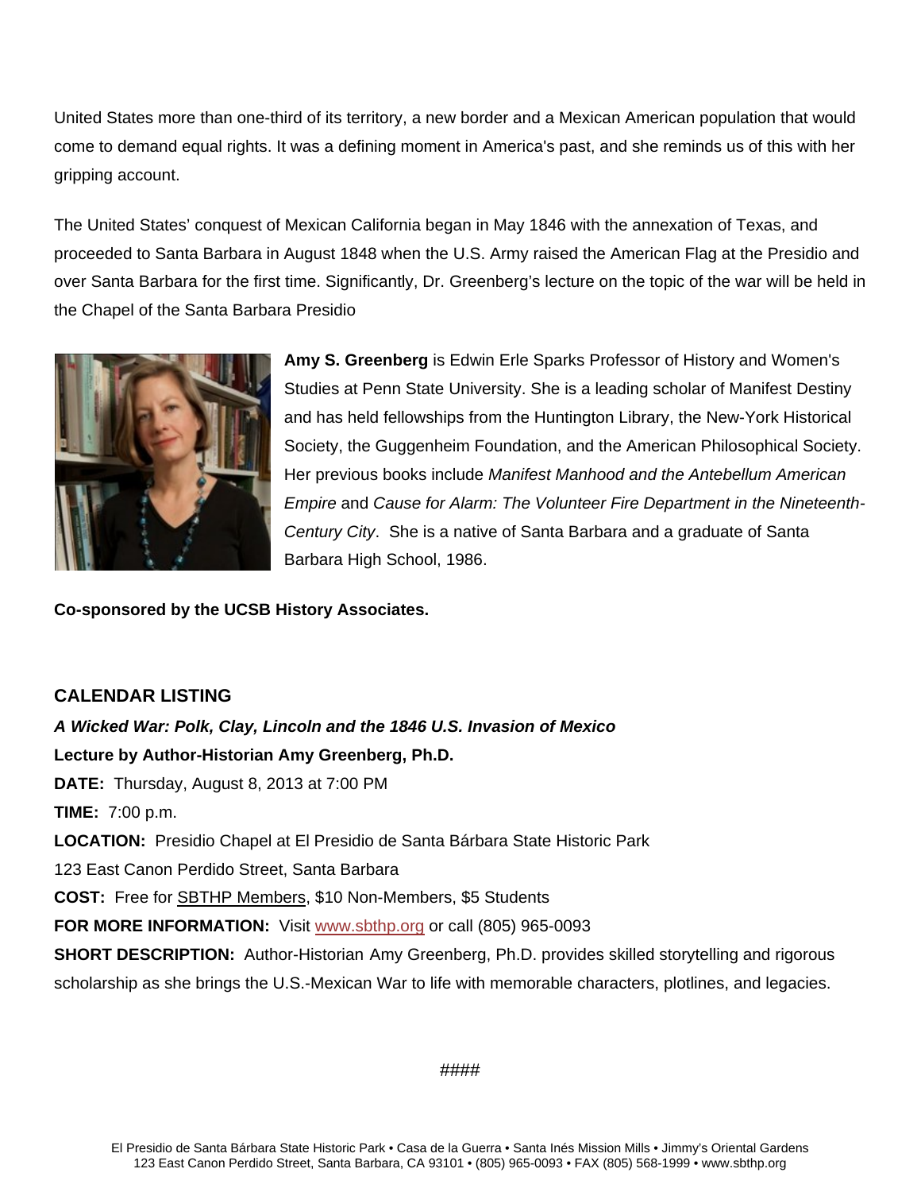United States more than one-third of its territory, a new border and a Mexican American population that would come to demand equal rights. It was a defining moment in America's past, and she reminds us of this with her gripping account.

The United States' conquest of Mexican California began in May 1846 with the annexation of Texas, and proceeded to Santa Barbara in August 1848 when the U.S. Army raised the American Flag at the Presidio and over Santa Barbara for the first time. Significantly, Dr. Greenberg's lecture on the topic of the war will be held in the Chapel of the Santa Barbara Presidio

**Amy S. Greenberg** is Edwin Erle Sparks Professor of History and Women's Studies at Penn State University. She is a leading scholar of Manifest Destiny and has held fellowships from the Huntington Library, the New-York Historical Society, the Guggenheim Foundation, and the American Philosophical Society. Her previous books include *Manifest Manhood and the Antebellum American Empire* and *Cause for Alarm: The Volunteer Fire Department in the Nineteenth-Century City*. She is a native of Santa Barbara and a graduate of Santa Barbara High School, 1986.

**Co-sponsored by the UCSB History Associates.**

## CALENDAR LISTING

***A Wicked War: Polk, Clay, Lincoln and the 1846 U.S. Invasion of Mexico***

**Lecture by Author-Historian Amy Greenberg, Ph.D.**

**DATE:** Thursday, August 8, 2013 at 7:00 PM

**TIME:** 7:00 p.m.

**LOCATION:** Presidio Chapel at El Presidio de Santa Bárbara State Historic Park
123 East Canon Perdido Street, Santa Barbara

**COST:** Free for SBTHP Members, $10 Non-Members, $5 Students

**FOR MORE INFORMATION:** Visit www.sbthp.org or call (805) 965-0093

**SHORT DESCRIPTION:** Author-Historian Amy Greenberg, Ph.D. provides skilled storytelling and rigorous scholarship as she brings the U.S.-Mexican War to life with memorable characters, plotlines, and legacies.

####

El Presidio de Santa Bárbara State Historic Park • Casa de la Guerra • Santa Inés Mission Mills • Jimmy's Oriental Gardens
123 East Canon Perdido Street, Santa Barbara, CA 93101 • (805) 965-0093 • FAX (805) 568-1999 • www.sbthp.org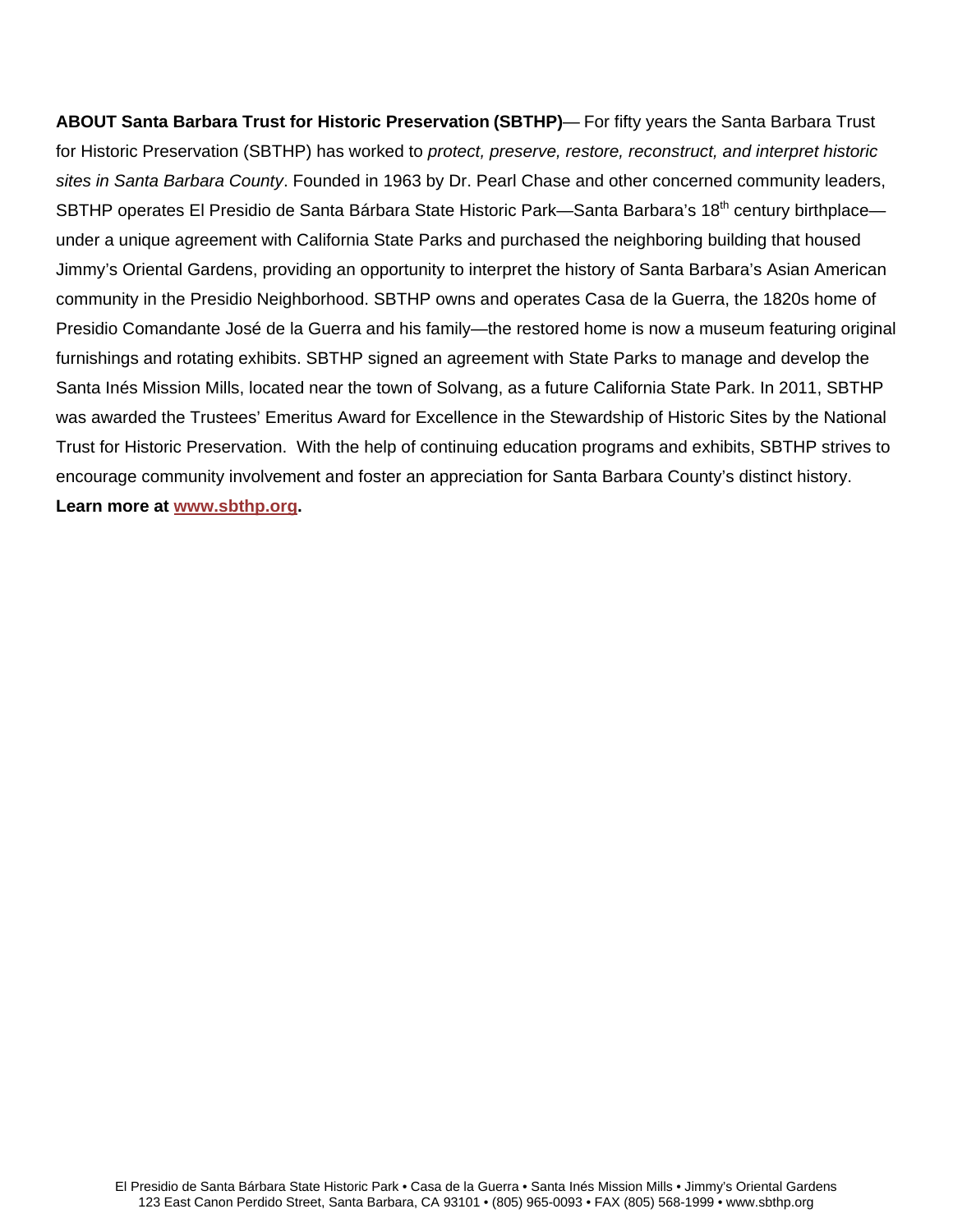**ABOUT Santa Barbara Trust for Historic Preservation (SBTHP)**— For fifty years the Santa Barbara Trust for Historic Preservation (SBTHP) has worked to *protect, preserve, restore, reconstruct, and interpret historic sites in Santa Barbara County*. Founded in 1963 by Dr. Pearl Chase and other concerned community leaders, SBTHP operates El Presidio de Santa Bárbara State Historic Park—Santa Barbara's 18th century birthplace—under a unique agreement with California State Parks and purchased the neighboring building that housed Jimmy's Oriental Gardens, providing an opportunity to interpret the history of Santa Barbara's Asian American community in the Presidio Neighborhood. SBTHP owns and operates Casa de la Guerra, the 1820s home of Presidio Comandante José de la Guerra and his family—the restored home is now a museum featuring original furnishings and rotating exhibits. SBTHP signed an agreement with State Parks to manage and develop the Santa Inés Mission Mills, located near the town of Solvang, as a future California State Park. In 2011, SBTHP was awarded the Trustees' Emeritus Award for Excellence in the Stewardship of Historic Sites by the National Trust for Historic Preservation. With the help of continuing education programs and exhibits, SBTHP strives to encourage community involvement and foster an appreciation for Santa Barbara County's distinct history. **Learn more at [www.sbthp.org](http://www.sbthp.org).**